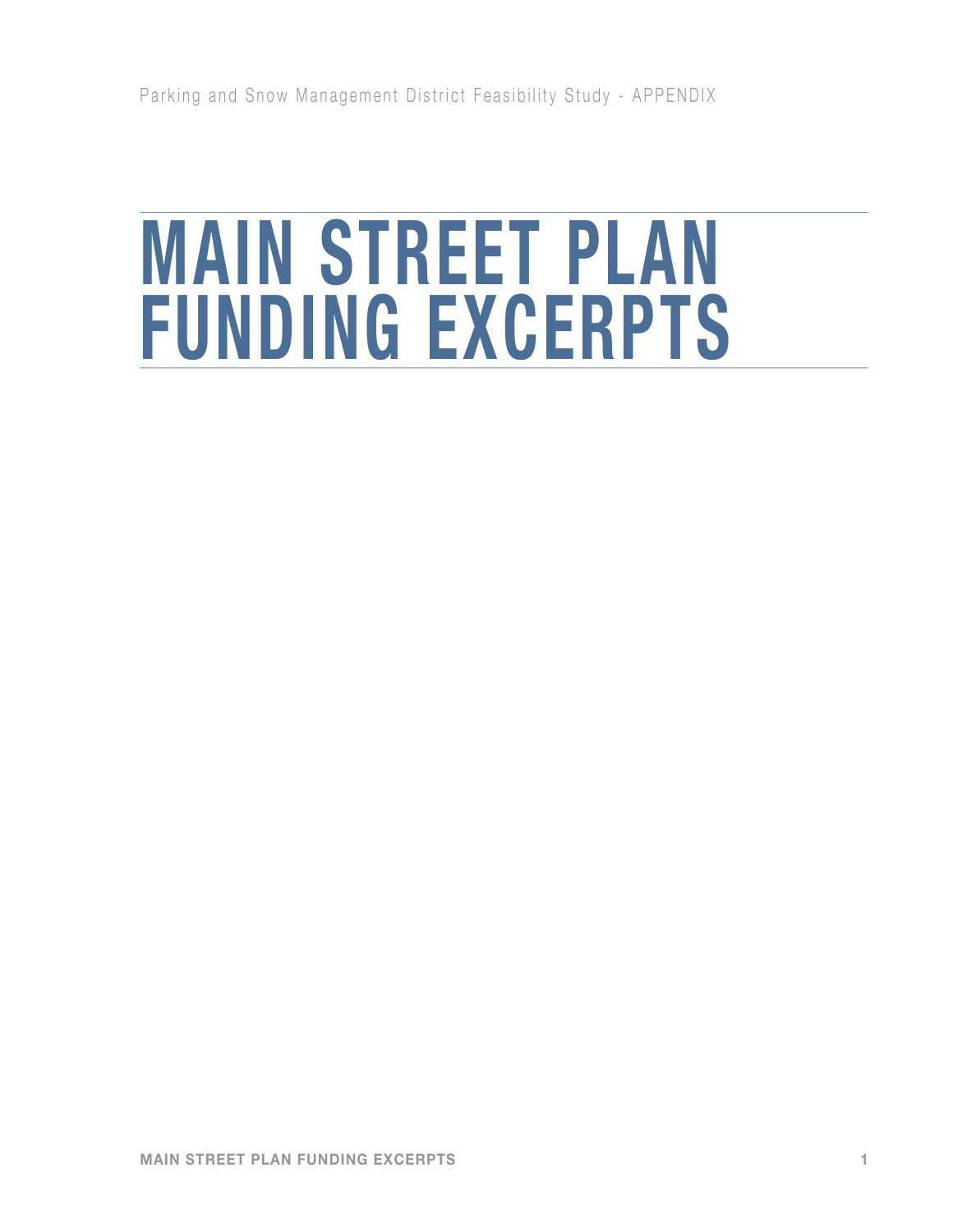# MAIN STREET PLAN FUNDING EXCERPTS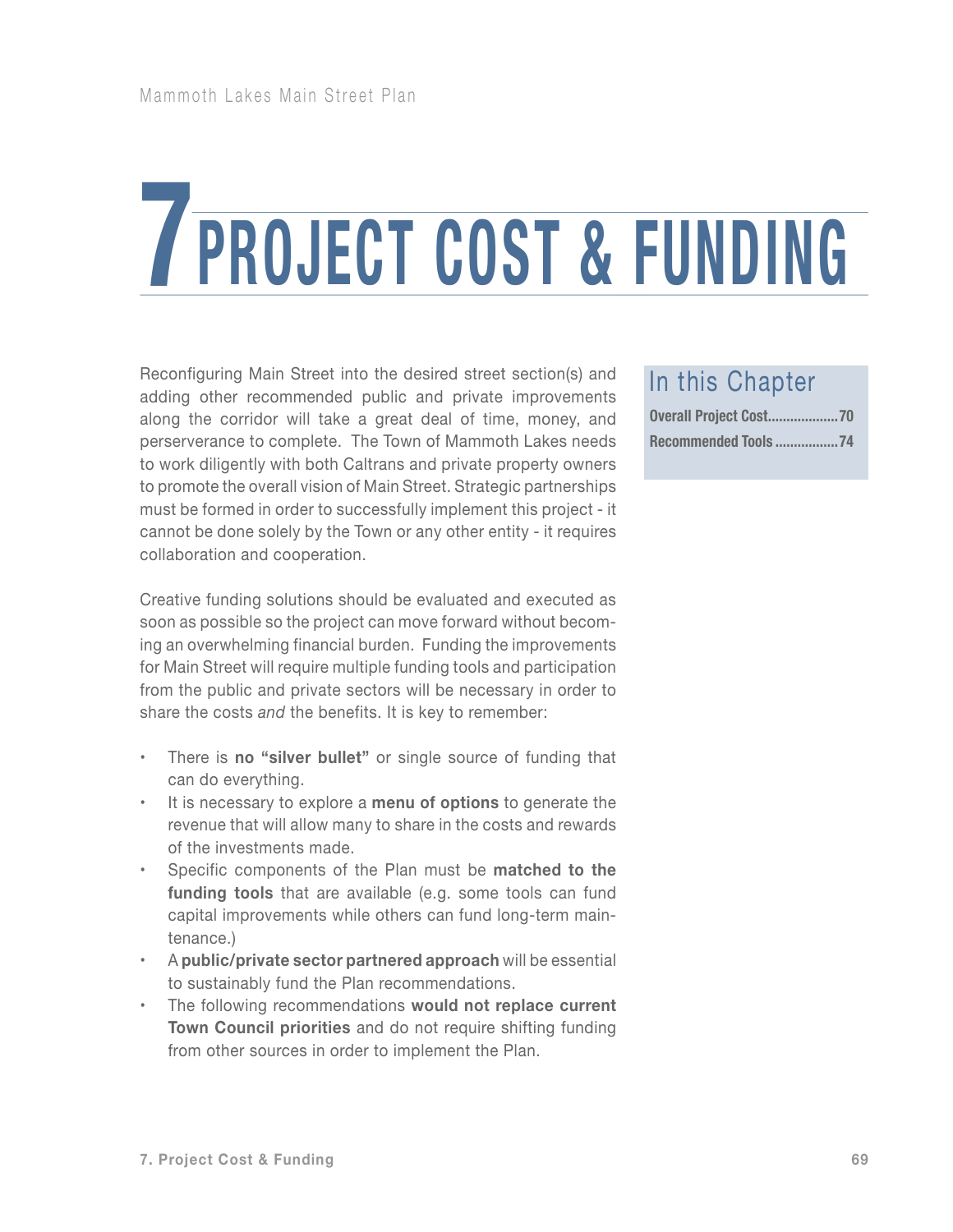# 7 PROJECT COST & FUNDING

## In this Chapter

**Overall Project Cost..................70**

**Recommended Tools.................74**

Reconfiguring Main Street into the desired street section(s) and adding other recommended public and private improvements along the corridor will take a great deal of time, money, and perserverance to complete. The Town of Mammoth Lakes needs to work diligently with both Caltrans and private property owners to promote the overall vision of Main Street. Strategic partnerships must be formed in order to successfully implement this project - it cannot be done solely by the Town or any other entity - it requires collaboration and cooperation.

Creative funding solutions should be evaluated and executed as soon as possible so the project can move forward without becoming an overwhelming financial burden. Funding the improvements for Main Street will require multiple funding tools and participation from the public and private sectors will be necessary in order to share the costs *and* the benefits. It is key to remember:

- There is **no "silver bullet"** or single source of funding that can do everything.
- It is necessary to explore a **menu of options** to generate the revenue that will allow many to share in the costs and rewards of the investments made.
- Specific components of the Plan must be **matched to the funding tools** that are available (e.g. some tools can fund capital improvements while others can fund long-term maintenance.)
- A **public/private sector partnered approach** will be essential to sustainably fund the Plan recommendations.
- The following recommendations **would not replace current Town Council priorities** and do not require shifting funding from other sources in order to implement the Plan.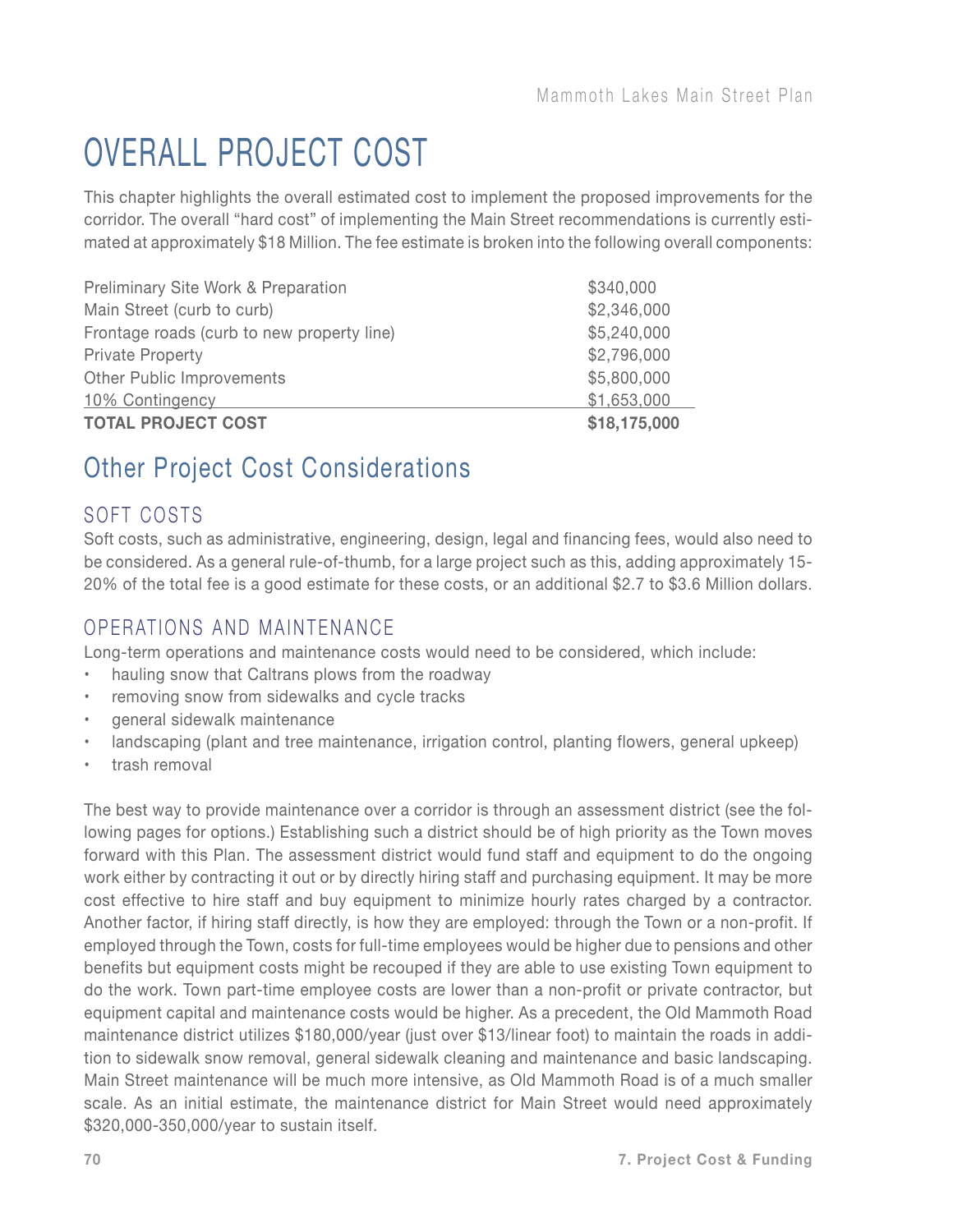# OVERALL PROJECT COST

This chapter highlights the overall estimated cost to implement the proposed improvements for the corridor. The overall "hard cost" of implementing the Main Street recommendations is currently estimated at approximately $18 Million. The fee estimate is broken into the following overall components:

| | |
|---|---|
| Preliminary Site Work & Preparation | $340,000 |
| Main Street (curb to curb) | $2,346,000 |
| Frontage roads (curb to new property line) | $5,240,000 |
| Private Property | $2,796,000 |
| Other Public Improvements | $5,800,000 |
| 10% Contingency | $1,653,000 |
| **TOTAL PROJECT COST** | **$18,175,000** |

## Other Project Cost Considerations

### SOFT COSTS

Soft costs, such as administrative, engineering, design, legal and financing fees, would also need to be considered. As a general rule-of-thumb, for a large project such as this, adding approximately 15-20% of the total fee is a good estimate for these costs, or an additional $2.7 to $3.6 Million dollars.

### OPERATIONS AND MAINTENANCE

Long-term operations and maintenance costs would need to be considered, which include:

- hauling snow that Caltrans plows from the roadway
- removing snow from sidewalks and cycle tracks
- general sidewalk maintenance
- landscaping (plant and tree maintenance, irrigation control, planting flowers, general upkeep)
- trash removal

The best way to provide maintenance over a corridor is through an assessment district (see the following pages for options.) Establishing such a district should be of high priority as the Town moves forward with this Plan. The assessment district would fund staff and equipment to do the ongoing work either by contracting it out or by directly hiring staff and purchasing equipment. It may be more cost effective to hire staff and buy equipment to minimize hourly rates charged by a contractor. Another factor, if hiring staff directly, is how they are employed: through the Town or a non-profit. If employed through the Town, costs for full-time employees would be higher due to pensions and other benefits but equipment costs might be recouped if they are able to use existing Town equipment to do the work. Town part-time employee costs are lower than a non-profit or private contractor, but equipment capital and maintenance costs would be higher. As a precedent, the Old Mammoth Road maintenance district utilizes $180,000/year (just over $13/linear foot) to maintain the roads in addition to sidewalk snow removal, general sidewalk cleaning and maintenance and basic landscaping. Main Street maintenance will be much more intensive, as Old Mammoth Road is of a much smaller scale. As an initial estimate, the maintenance district for Main Street would need approximately $320,000-350,000/year to sustain itself.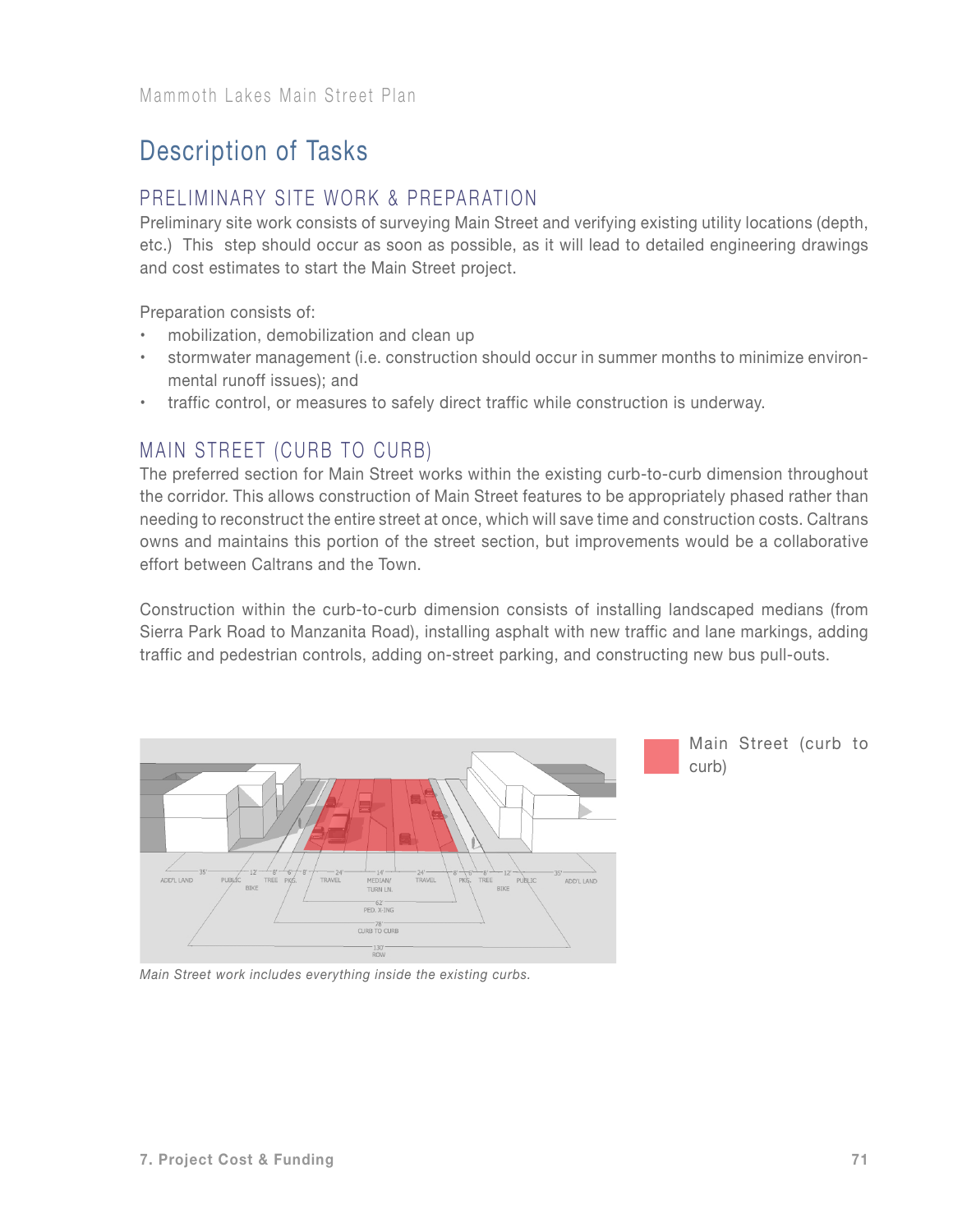# Description of Tasks

## PRELIMINARY SITE WORK & PREPARATION

Preliminary site work consists of surveying Main Street and verifying existing utility locations (depth, etc.) This step should occur as soon as possible, as it will lead to detailed engineering drawings and cost estimates to start the Main Street project.

Preparation consists of:

- mobilization, demobilization and clean up
- stormwater management (i.e. construction should occur in summer months to minimize environmental runoff issues); and
- traffic control, or measures to safely direct traffic while construction is underway.

## MAIN STREET (CURB TO CURB)

The preferred section for Main Street works within the existing curb-to-curb dimension throughout the corridor. This allows construction of Main Street features to be appropriately phased rather than needing to reconstruct the entire street at once, which will save time and construction costs. Caltrans owns and maintains this portion of the street section, but improvements would be a collaborative effort between Caltrans and the Town.

Construction within the curb-to-curb dimension consists of installing landscaped medians (from Sierra Park Road to Manzanita Road), installing asphalt with new traffic and lane markings, adding traffic and pedestrian controls, adding on-street parking, and constructing new bus pull-outs.

Main Street (curb to curb)

*Main Street work includes everything inside the existing curbs.*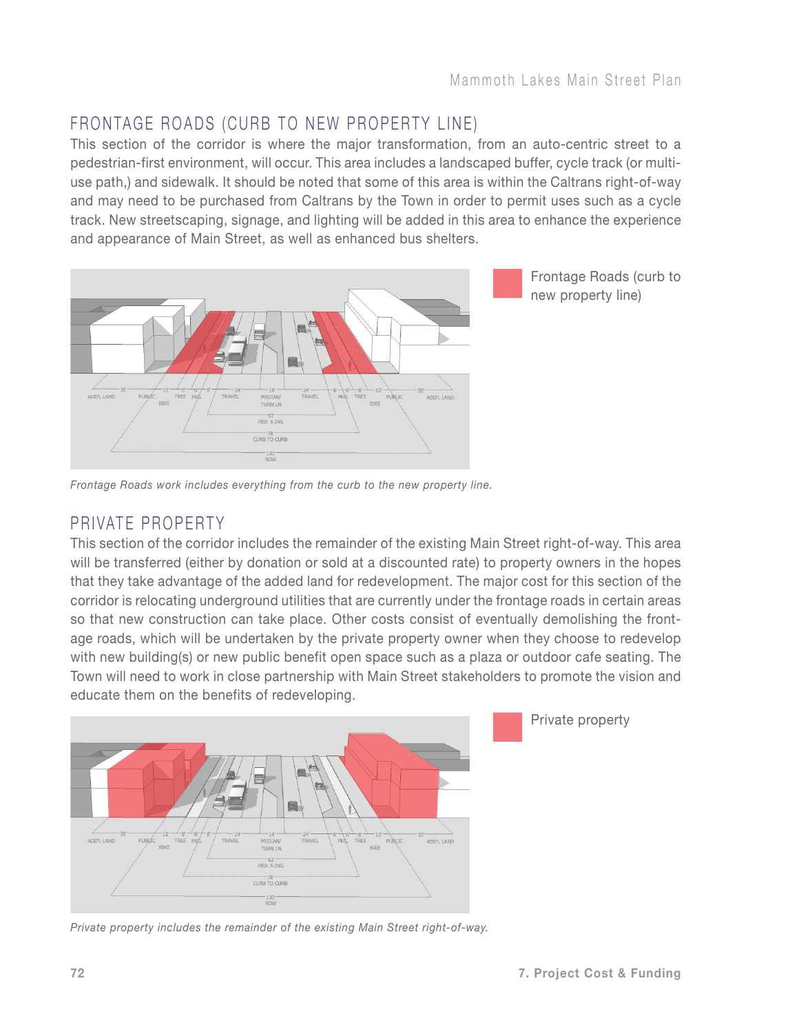## FRONTAGE ROADS (CURB TO NEW PROPERTY LINE)

This section of the corridor is where the major transformation, from an auto-centric street to a pedestrian-first environment, will occur. This area includes a landscaped buffer, cycle track (or multi-use path,) and sidewalk. It should be noted that some of this area is within the Caltrans right-of-way and may need to be purchased from Caltrans by the Town in order to permit uses such as a cycle track. New streetscaping, signage, and lighting will be added in this area to enhance the experience and appearance of Main Street, as well as enhanced bus shelters.

Frontage Roads (curb to new property line)

*Frontage Roads work includes everything from the curb to the new property line.*

## PRIVATE PROPERTY

This section of the corridor includes the remainder of the existing Main Street right-of-way. This area will be transferred (either by donation or sold at a discounted rate) to property owners in the hopes that they take advantage of the added land for redevelopment. The major cost for this section of the corridor is relocating underground utilities that are currently under the frontage roads in certain areas so that new construction can take place. Other costs consist of eventually demolishing the frontage roads, which will be undertaken by the private property owner when they choose to redevelop with new building(s) or new public benefit open space such as a plaza or outdoor cafe seating. The Town will need to work in close partnership with Main Street stakeholders to promote the vision and educate them on the benefits of redeveloping.

Private property

*Private property includes the remainder of the existing Main Street right-of-way.*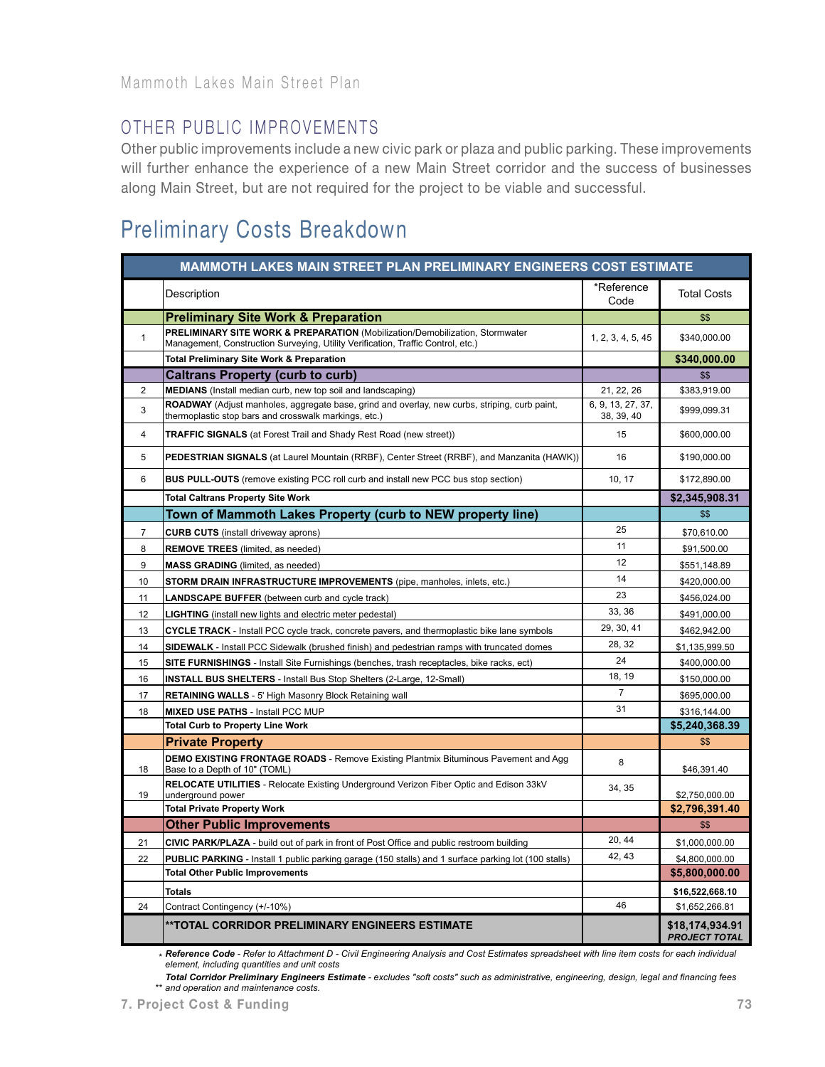## OTHER PUBLIC IMPROVEMENTS

Other public improvements include a new civic park or plaza and public parking. These improvements will further enhance the experience of a new Main Street corridor and the success of businesses along Main Street, but are not required for the project to be viable and successful.

# Preliminary Costs Breakdown

| MAMMOTH LAKES MAIN STREET PLAN PRELIMINARY ENGINEERS COST ESTIMATE | | | |
|---|---|---|---|
| | Description | *Reference Code | Total Costs |
| | **Preliminary Site Work & Preparation** | | $$ |
| 1 | **PRELIMINARY SITE WORK & PREPARATION** (Mobilization/Demobilization, Stormwater Management, Construction Surveying, Utility Verification, Traffic Control, etc.) | 1, 2, 3, 4, 5, 45 | $340,000.00 |
| | **Total Preliminary Site Work & Preparation** | | **$340,000.00** |
| | **Caltrans Property (curb to curb)** | | $$ |
| 2 | **MEDIANS** (Install median curb, new top soil and landscaping) | 21, 22, 26 | $383,919.00 |
| 3 | **ROADWAY** (Adjust manholes, aggregate base, grind and overlay, new curbs, striping, curb paint, thermoplastic stop bars and crosswalk markings, etc.) | 6, 9, 13, 27, 37, 38, 39, 40 | $999,099.31 |
| 4 | **TRAFFIC SIGNALS** (at Forest Trail and Shady Rest Road (new street)) | 15 | $600,000.00 |
| 5 | **PEDESTRIAN SIGNALS** (at Laurel Mountain (RRBF), Center Street (RRBF), and Manzanita (HAWK)) | 16 | $190,000.00 |
| 6 | **BUS PULL-OUTS** (remove existing PCC roll curb and install new PCC bus stop section) | 10, 17 | $172,890.00 |
| | **Total Caltrans Property Site Work** | | **$2,345,908.31** |
| | **Town of Mammoth Lakes Property (curb to NEW property line)** | | $$ |
| 7 | **CURB CUTS** (install driveway aprons) | 25 | $70,610.00 |
| 8 | **REMOVE TREES** (limited, as needed) | 11 | $91,500.00 |
| 9 | **MASS GRADING** (limited, as needed) | 12 | $551,148.89 |
| 10 | **STORM DRAIN INFRASTRUCTURE IMPROVEMENTS** (pipe, manholes, inlets, etc.) | 14 | $420,000.00 |
| 11 | **LANDSCAPE BUFFER** (between curb and cycle track) | 23 | $456,024.00 |
| 12 | **LIGHTING** (install new lights and electric meter pedestal) | 33, 36 | $491,000.00 |
| 13 | **CYCLE TRACK** - Install PCC cycle track, concrete pavers, and thermoplastic bike lane symbols | 29, 30, 41 | $462,942.00 |
| 14 | **SIDEWALK** - Install PCC Sidewalk (brushed finish) and pedestrian ramps with truncated domes | 28, 32 | $1,135,999.50 |
| 15 | **SITE FURNISHINGS** - Install Site Furnishings (benches, trash receptacles, bike racks, ect) | 24 | $400,000.00 |
| 16 | **INSTALL BUS SHELTERS** - Install Bus Stop Shelters (2-Large, 12-Small) | 18, 19 | $150,000.00 |
| 17 | **RETAINING WALLS** - 5' High Masonry Block Retaining wall | 7 | $695,000.00 |
| 18 | **MIXED USE PATHS** - Install PCC MUP | 31 | $316,144.00 |
| | **Total Curb to Property Line Work** | | **$5,240,368.39** |
| | **Private Property** | | $$ |
| 18 | **DEMO EXISTING FRONTAGE ROADS** - Remove Existing Plantmix Bituminous Pavement and Agg Base to a Depth of 10" (TOML) | 8 | $46,391.40 |
| 19 | **RELOCATE UTILITIES** - Relocate Existing Underground Verizon Fiber Optic and Edison 33kV underground power | 34, 35 | $2,750,000.00 |
| | **Total Private Property Work** | | **$2,796,391.40** |
| | **Other Public Improvements** | | $$ |
| 21 | **CIVIC PARK/PLAZA** - build out of park in front of Post Office and public restroom building | 20, 44 | $1,000,000.00 |
| 22 | **PUBLIC PARKING** - Install 1 public parking garage (150 stalls) and 1 surface parking lot (100 stalls) | 42, 43 | $4,800,000.00 |
| | **Total Other Public Improvements** | | **$5,800,000.00** |
| | **Totals** | | **$16,522,668.10** |
| 24 | Contract Contingency (+/-10%) | 46 | $1,652,266.81 |
| | **\*\*TOTAL CORRIDOR PRELIMINARY ENGINEERS ESTIMATE** | | **$18,174,934.91** ***PROJECT TOTAL*** |

\* ***Reference Code*** *- Refer to Attachment D - Civil Engineering Analysis and Cost Estimates spreadsheet with line item costs for each individual element, including quantities and unit costs*

\*\* ***Total Corridor Preliminary Engineers Estimate*** *- excludes "soft costs" such as administrative, engineering, design, legal and financing fees and operation and maintenance costs.*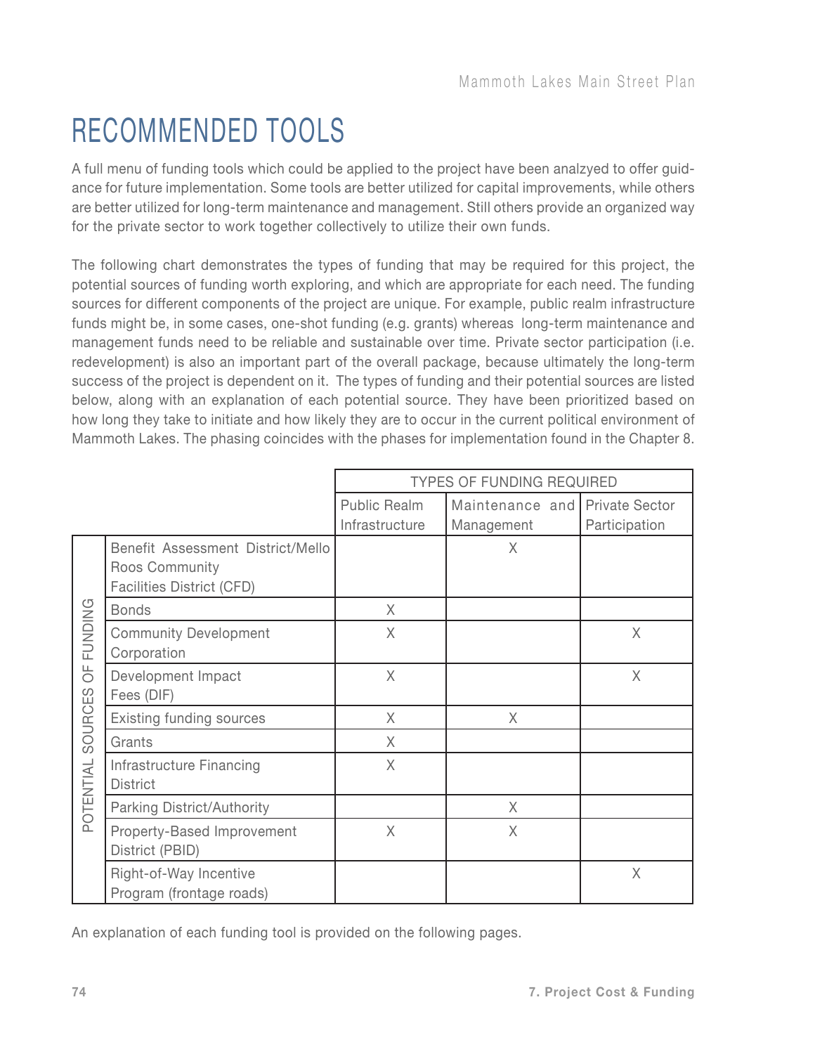# RECOMMENDED TOOLS

A full menu of funding tools which could be applied to the project have been analzyed to offer guidance for future implementation. Some tools are better utilized for capital improvements, while others are better utilized for long-term maintenance and management. Still others provide an organized way for the private sector to work together collectively to utilize their own funds.

The following chart demonstrates the types of funding that may be required for this project, the potential sources of funding worth exploring, and which are appropriate for each need. The funding sources for different components of the project are unique. For example, public realm infrastructure funds might be, in some cases, one-shot funding (e.g. grants) whereas long-term maintenance and management funds need to be reliable and sustainable over time. Private sector participation (i.e. redevelopment) is also an important part of the overall package, because ultimately the long-term success of the project is dependent on it. The types of funding and their potential sources are listed below, along with an explanation of each potential source. They have been prioritized based on how long they take to initiate and how likely they are to occur in the current political environment of Mammoth Lakes. The phasing coincides with the phases for implementation found in the Chapter 8.

| | | TYPES OF FUNDING REQUIRED | | |
|---|---|---|---|---|
| | | Public Realm Infrastructure | Maintenance and Management | Private Sector Participation |
| POTENTIAL SOURCES OF FUNDING | Benefit Assessment District/Mello Roos Community Facilities District (CFD) | | X | |
| | Bonds | X | | |
| | Community Development Corporation | X | | X |
| | Development Impact Fees (DIF) | X | | X |
| | Existing funding sources | X | X | |
| | Grants | X | | |
| | Infrastructure Financing District | X | | |
| | Parking District/Authority | | X | |
| | Property-Based Improvement District (PBID) | X | X | |
| | Right-of-Way Incentive Program (frontage roads) | | | X |

An explanation of each funding tool is provided on the following pages.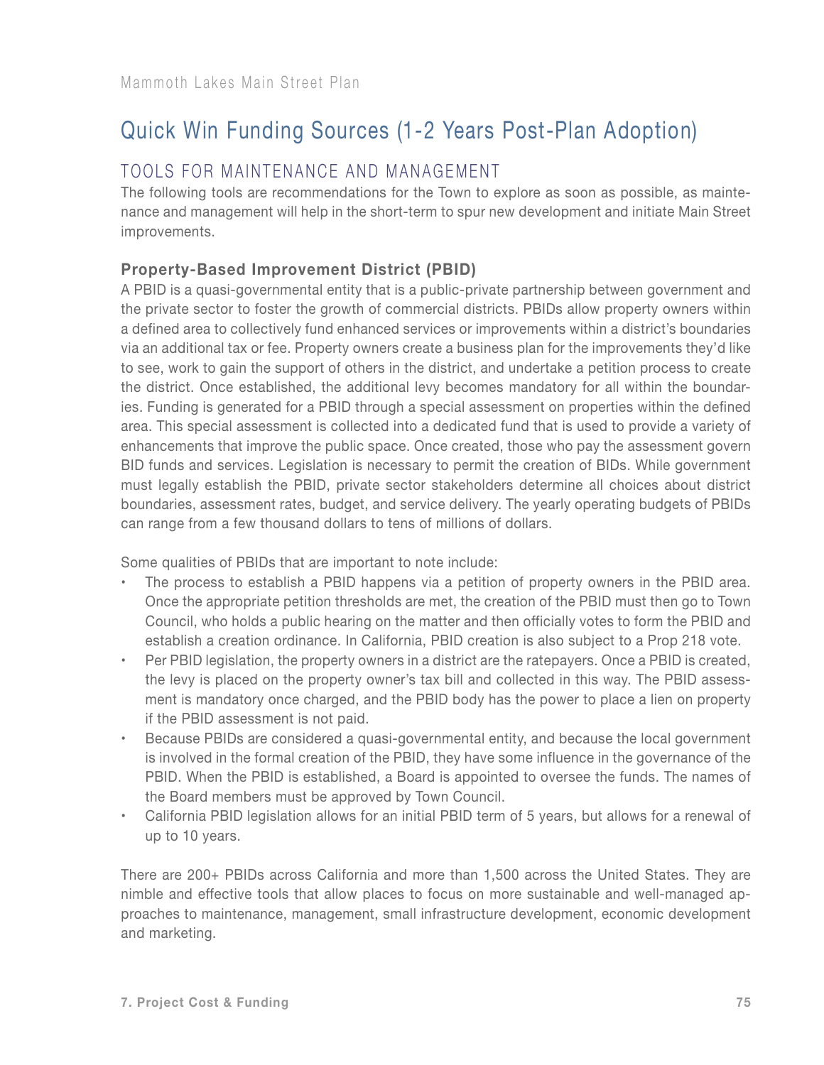# Quick Win Funding Sources (1-2 Years Post-Plan Adoption)

## TOOLS FOR MAINTENANCE AND MANAGEMENT

The following tools are recommendations for the Town to explore as soon as possible, as maintenance and management will help in the short-term to spur new development and initiate Main Street improvements.

### Property-Based Improvement District (PBID)

A PBID is a quasi-governmental entity that is a public-private partnership between government and the private sector to foster the growth of commercial districts. PBIDs allow property owners within a defined area to collectively fund enhanced services or improvements within a district's boundaries via an additional tax or fee. Property owners create a business plan for the improvements they'd like to see, work to gain the support of others in the district, and undertake a petition process to create the district. Once established, the additional levy becomes mandatory for all within the boundaries. Funding is generated for a PBID through a special assessment on properties within the defined area. This special assessment is collected into a dedicated fund that is used to provide a variety of enhancements that improve the public space. Once created, those who pay the assessment govern BID funds and services. Legislation is necessary to permit the creation of BIDs. While government must legally establish the PBID, private sector stakeholders determine all choices about district boundaries, assessment rates, budget, and service delivery. The yearly operating budgets of PBIDs can range from a few thousand dollars to tens of millions of dollars.

Some qualities of PBIDs that are important to note include:

- The process to establish a PBID happens via a petition of property owners in the PBID area. Once the appropriate petition thresholds are met, the creation of the PBID must then go to Town Council, who holds a public hearing on the matter and then officially votes to form the PBID and establish a creation ordinance. In California, PBID creation is also subject to a Prop 218 vote.
- Per PBID legislation, the property owners in a district are the ratepayers. Once a PBID is created, the levy is placed on the property owner's tax bill and collected in this way. The PBID assessment is mandatory once charged, and the PBID body has the power to place a lien on property if the PBID assessment is not paid.
- Because PBIDs are considered a quasi-governmental entity, and because the local government is involved in the formal creation of the PBID, they have some influence in the governance of the PBID. When the PBID is established, a Board is appointed to oversee the funds. The names of the Board members must be approved by Town Council.
- California PBID legislation allows for an initial PBID term of 5 years, but allows for a renewal of up to 10 years.

There are 200+ PBIDs across California and more than 1,500 across the United States. They are nimble and effective tools that allow places to focus on more sustainable and well-managed approaches to maintenance, management, small infrastructure development, economic development and marketing.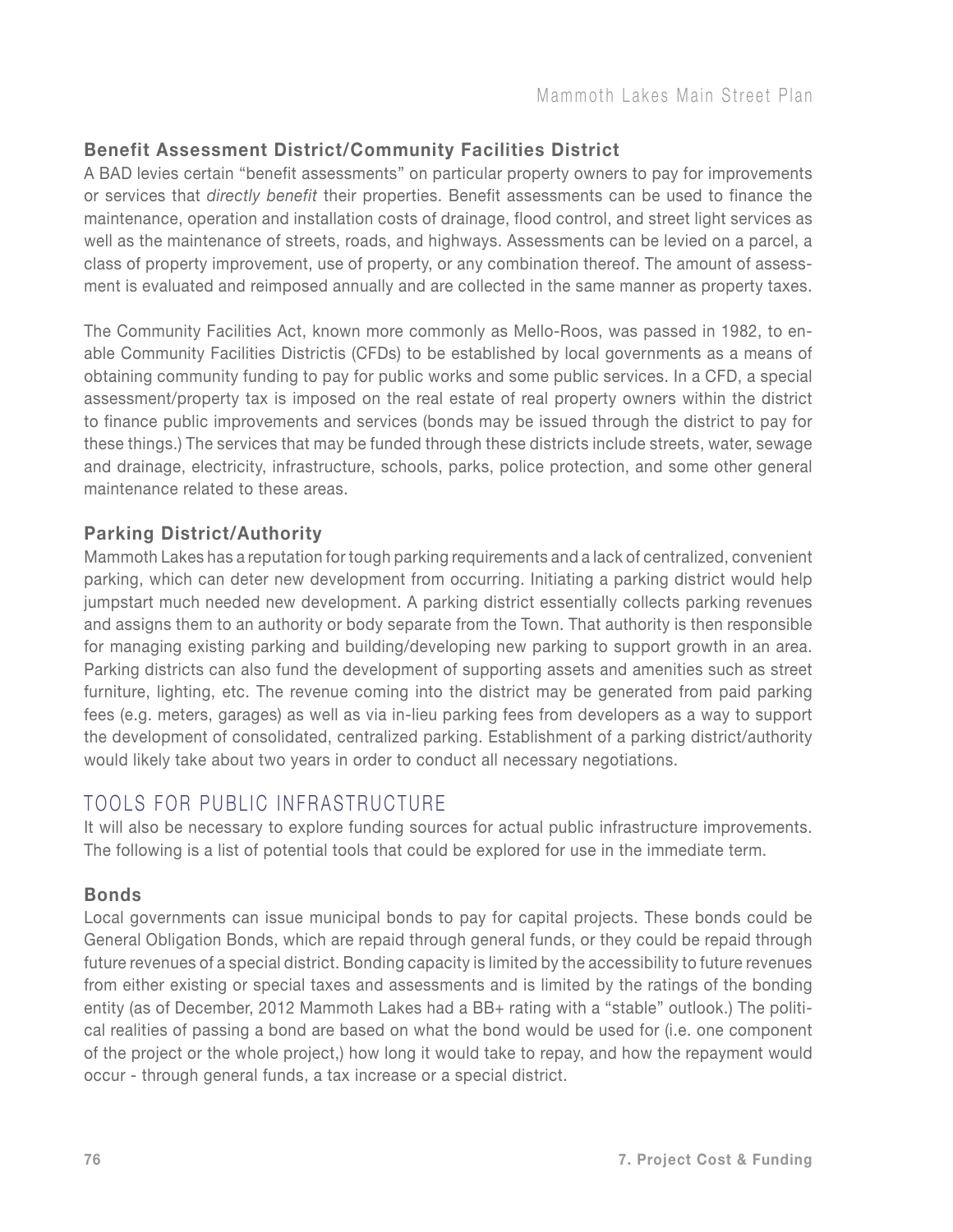### Benefit Assessment District/Community Facilities District

A BAD levies certain "benefit assessments" on particular property owners to pay for improvements or services that *directly benefit* their properties. Benefit assessments can be used to finance the maintenance, operation and installation costs of drainage, flood control, and street light services as well as the maintenance of streets, roads, and highways. Assessments can be levied on a parcel, a class of property improvement, use of property, or any combination thereof. The amount of assessment is evaluated and reimposed annually and are collected in the same manner as property taxes.

The Community Facilities Act, known more commonly as Mello-Roos, was passed in 1982, to enable Community Facilities Districtis (CFDs) to be established by local governments as a means of obtaining community funding to pay for public works and some public services. In a CFD, a special assessment/property tax is imposed on the real estate of real property owners within the district to finance public improvements and services (bonds may be issued through the district to pay for these things.) The services that may be funded through these districts include streets, water, sewage and drainage, electricity, infrastructure, schools, parks, police protection, and some other general maintenance related to these areas.

### Parking District/Authority

Mammoth Lakes has a reputation for tough parking requirements and a lack of centralized, convenient parking, which can deter new development from occurring. Initiating a parking district would help jumpstart much needed new development. A parking district essentially collects parking revenues and assigns them to an authority or body separate from the Town. That authority is then responsible for managing existing parking and building/developing new parking to support growth in an area. Parking districts can also fund the development of supporting assets and amenities such as street furniture, lighting, etc. The revenue coming into the district may be generated from paid parking fees (e.g. meters, garages) as well as via in-lieu parking fees from developers as a way to support the development of consolidated, centralized parking. Establishment of a parking district/authority would likely take about two years in order to conduct all necessary negotiations.

## TOOLS FOR PUBLIC INFRASTRUCTURE

It will also be necessary to explore funding sources for actual public infrastructure improvements. The following is a list of potential tools that could be explored for use in the immediate term.

### Bonds

Local governments can issue municipal bonds to pay for capital projects. These bonds could be General Obligation Bonds, which are repaid through general funds, or they could be repaid through future revenues of a special district. Bonding capacity is limited by the accessibility to future revenues from either existing or special taxes and assessments and is limited by the ratings of the bonding entity (as of December, 2012 Mammoth Lakes had a BB+ rating with a "stable" outlook.) The political realities of passing a bond are based on what the bond would be used for (i.e. one component of the project or the whole project,) how long it would take to repay, and how the repayment would occur - through general funds, a tax increase or a special district.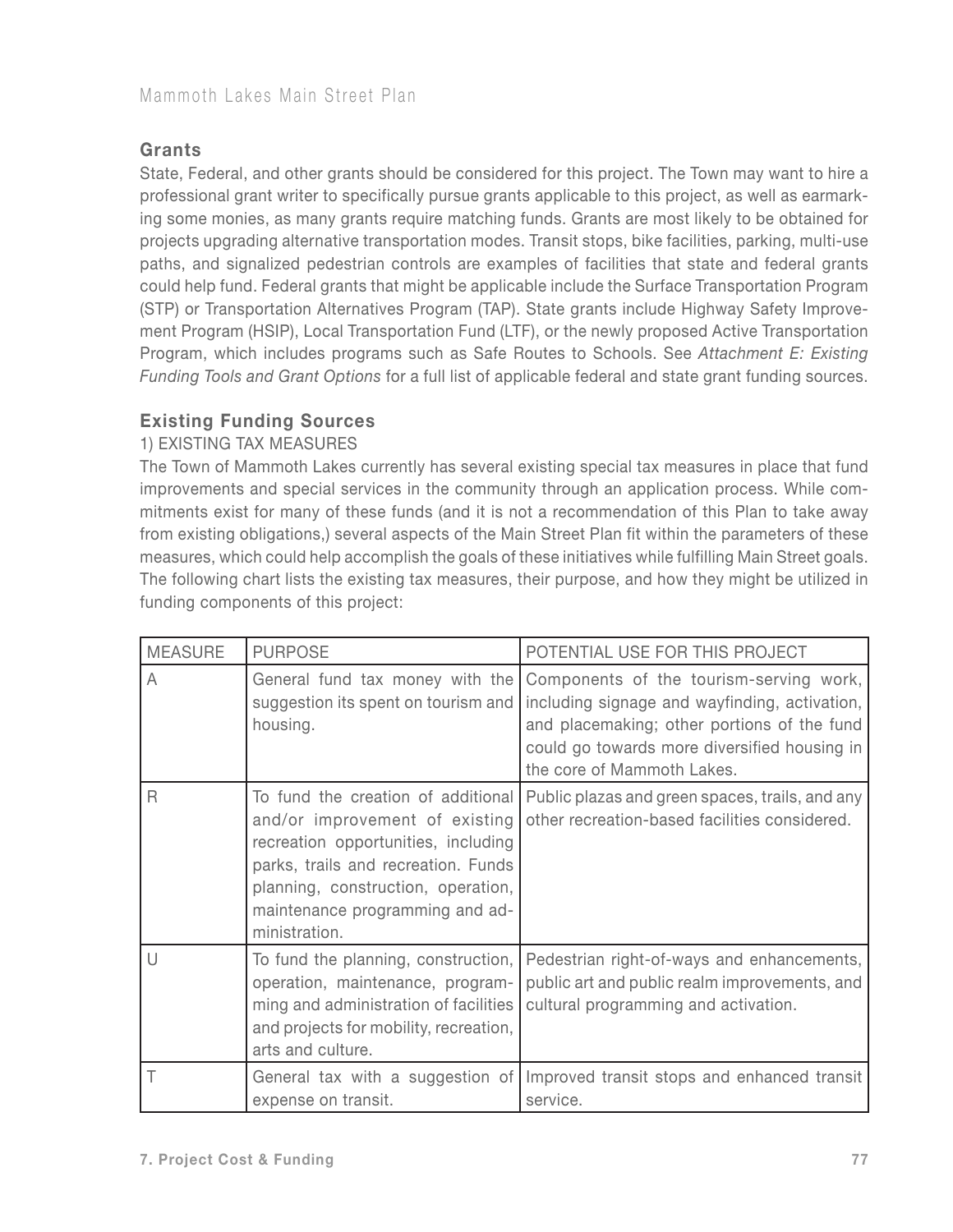## Grants

State, Federal, and other grants should be considered for this project. The Town may want to hire a professional grant writer to specifically pursue grants applicable to this project, as well as earmarking some monies, as many grants require matching funds. Grants are most likely to be obtained for projects upgrading alternative transportation modes. Transit stops, bike facilities, parking, multi-use paths, and signalized pedestrian controls are examples of facilities that state and federal grants could help fund. Federal grants that might be applicable include the Surface Transportation Program (STP) or Transportation Alternatives Program (TAP). State grants include Highway Safety Improvement Program (HSIP), Local Transportation Fund (LTF), or the newly proposed Active Transportation Program, which includes programs such as Safe Routes to Schools. See *Attachment E: Existing Funding Tools and Grant Options* for a full list of applicable federal and state grant funding sources.

## Existing Funding Sources

1) EXISTING TAX MEASURES

The Town of Mammoth Lakes currently has several existing special tax measures in place that fund improvements and special services in the community through an application process. While commitments exist for many of these funds (and it is not a recommendation of this Plan to take away from existing obligations,) several aspects of the Main Street Plan fit within the parameters of these measures, which could help accomplish the goals of these initiatives while fulfilling Main Street goals. The following chart lists the existing tax measures, their purpose, and how they might be utilized in funding components of this project:

| MEASURE | PURPOSE | POTENTIAL USE FOR THIS PROJECT |
|---|---|---|
| A | General fund tax money with the suggestion its spent on tourism and housing. | Components of the tourism-serving work, including signage and wayfinding, activation, and placemaking; other portions of the fund could go towards more diversified housing in the core of Mammoth Lakes. |
| R | To fund the creation of additional and/or improvement of existing recreation opportunities, including parks, trails and recreation. Funds planning, construction, operation, maintenance programming and administration. | Public plazas and green spaces, trails, and any other recreation-based facilities considered. |
| U | To fund the planning, construction, operation, maintenance, programming and administration of facilities and projects for mobility, recreation, arts and culture. | Pedestrian right-of-ways and enhancements, public art and public realm improvements, and cultural programming and activation. |
| T | General tax with a suggestion of expense on transit. | Improved transit stops and enhanced transit service. |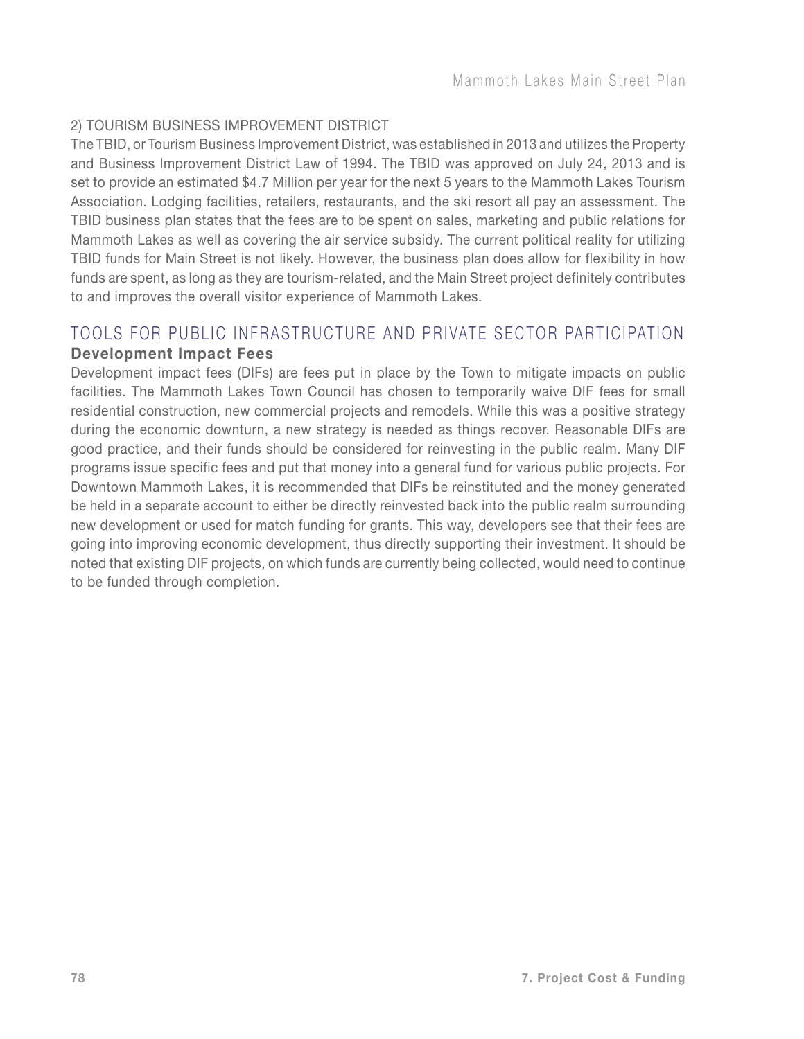### 2) TOURISM BUSINESS IMPROVEMENT DISTRICT

The TBID, or Tourism Business Improvement District, was established in 2013 and utilizes the Property and Business Improvement District Law of 1994. The TBID was approved on July 24, 2013 and is set to provide an estimated $4.7 Million per year for the next 5 years to the Mammoth Lakes Tourism Association. Lodging facilities, retailers, restaurants, and the ski resort all pay an assessment. The TBID business plan states that the fees are to be spent on sales, marketing and public relations for Mammoth Lakes as well as covering the air service subsidy. The current political reality for utilizing TBID funds for Main Street is not likely. However, the business plan does allow for flexibility in how funds are spent, as long as they are tourism-related, and the Main Street project definitely contributes to and improves the overall visitor experience of Mammoth Lakes.

## TOOLS FOR PUBLIC INFRASTRUCTURE AND PRIVATE SECTOR PARTICIPATION

### Development Impact Fees

Development impact fees (DIFs) are fees put in place by the Town to mitigate impacts on public facilities. The Mammoth Lakes Town Council has chosen to temporarily waive DIF fees for small residential construction, new commercial projects and remodels. While this was a positive strategy during the economic downturn, a new strategy is needed as things recover. Reasonable DIFs are good practice, and their funds should be considered for reinvesting in the public realm. Many DIF programs issue specific fees and put that money into a general fund for various public projects. For Downtown Mammoth Lakes, it is recommended that DIFs be reinstituted and the money generated be held in a separate account to either be directly reinvested back into the public realm surrounding new development or used for match funding for grants. This way, developers see that their fees are going into improving economic development, thus directly supporting their investment. It should be noted that existing DIF projects, on which funds are currently being collected, would need to continue to be funded through completion.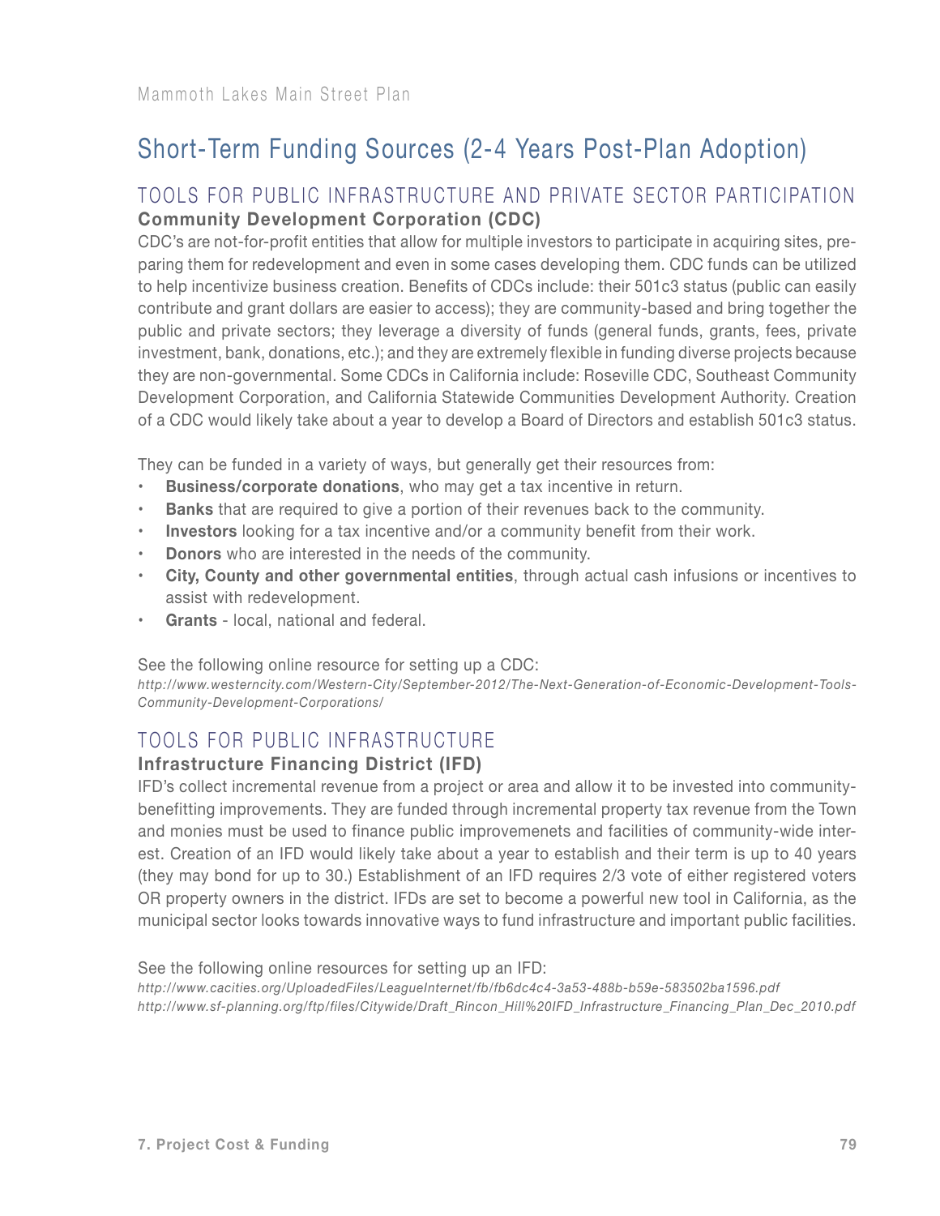# Short-Term Funding Sources (2-4 Years Post-Plan Adoption)

## TOOLS FOR PUBLIC INFRASTRUCTURE AND PRIVATE SECTOR PARTICIPATION

### Community Development Corporation (CDC)

CDC's are not-for-profit entities that allow for multiple investors to participate in acquiring sites, preparing them for redevelopment and even in some cases developing them. CDC funds can be utilized to help incentivize business creation. Benefits of CDCs include: their 501c3 status (public can easily contribute and grant dollars are easier to access); they are community-based and bring together the public and private sectors; they leverage a diversity of funds (general funds, grants, fees, private investment, bank, donations, etc.); and they are extremely flexible in funding diverse projects because they are non-governmental. Some CDCs in California include: Roseville CDC, Southeast Community Development Corporation, and California Statewide Communities Development Authority. Creation of a CDC would likely take about a year to develop a Board of Directors and establish 501c3 status.

They can be funded in a variety of ways, but generally get their resources from:

- **Business/corporate donations**, who may get a tax incentive in return.
- **Banks** that are required to give a portion of their revenues back to the community.
- **Investors** looking for a tax incentive and/or a community benefit from their work.
- **Donors** who are interested in the needs of the community.
- **City, County and other governmental entities**, through actual cash infusions or incentives to assist with redevelopment.
- **Grants** - local, national and federal.

See the following online resource for setting up a CDC:
*http://www.westerncity.com/Western-City/September-2012/The-Next-Generation-of-Economic-Development-Tools-Community-Development-Corporations/*

## TOOLS FOR PUBLIC INFRASTRUCTURE

### Infrastructure Financing District (IFD)

IFD's collect incremental revenue from a project or area and allow it to be invested into community-benefitting improvements. They are funded through incremental property tax revenue from the Town and monies must be used to finance public improvemenets and facilities of community-wide interest. Creation of an IFD would likely take about a year to establish and their term is up to 40 years (they may bond for up to 30.) Establishment of an IFD requires 2/3 vote of either registered voters OR property owners in the district. IFDs are set to become a powerful new tool in California, as the municipal sector looks towards innovative ways to fund infrastructure and important public facilities.

See the following online resources for setting up an IFD:
*http://www.cacities.org/UploadedFiles/LeagueInternet/fb/fb6dc4c4-3a53-488b-b59e-583502ba1596.pdf*
*http://www.sf-planning.org/ftp/files/Citywide/Draft_Rincon_Hill%20IFD_Infrastructure_Financing_Plan_Dec_2010.pdf*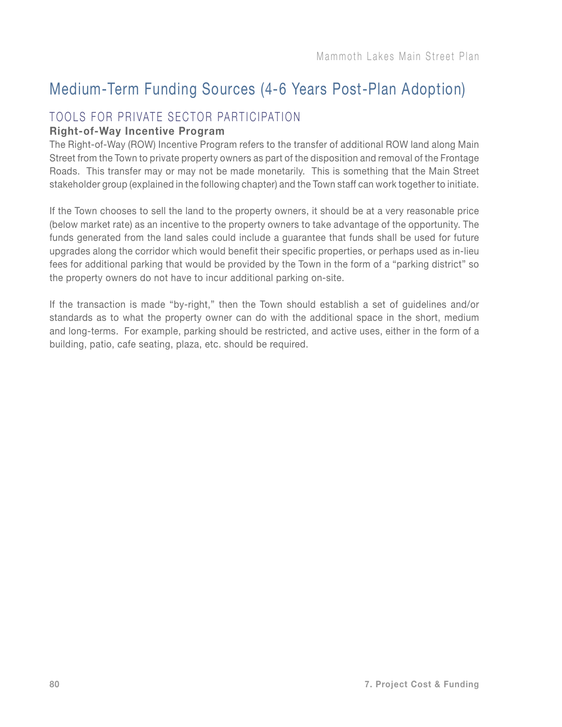# Medium-Term Funding Sources (4-6 Years Post-Plan Adoption)

## TOOLS FOR PRIVATE SECTOR PARTICIPATION

### Right-of-Way Incentive Program

The Right-of-Way (ROW) Incentive Program refers to the transfer of additional ROW land along Main Street from the Town to private property owners as part of the disposition and removal of the Frontage Roads. This transfer may or may not be made monetarily. This is something that the Main Street stakeholder group (explained in the following chapter) and the Town staff can work together to initiate.

If the Town chooses to sell the land to the property owners, it should be at a very reasonable price (below market rate) as an incentive to the property owners to take advantage of the opportunity. The funds generated from the land sales could include a guarantee that funds shall be used for future upgrades along the corridor which would benefit their specific properties, or perhaps used as in-lieu fees for additional parking that would be provided by the Town in the form of a "parking district" so the property owners do not have to incur additional parking on-site.

If the transaction is made "by-right," then the Town should establish a set of guidelines and/or standards as to what the property owner can do with the additional space in the short, medium and long-terms. For example, parking should be restricted, and active uses, either in the form of a building, patio, cafe seating, plaza, etc. should be required.